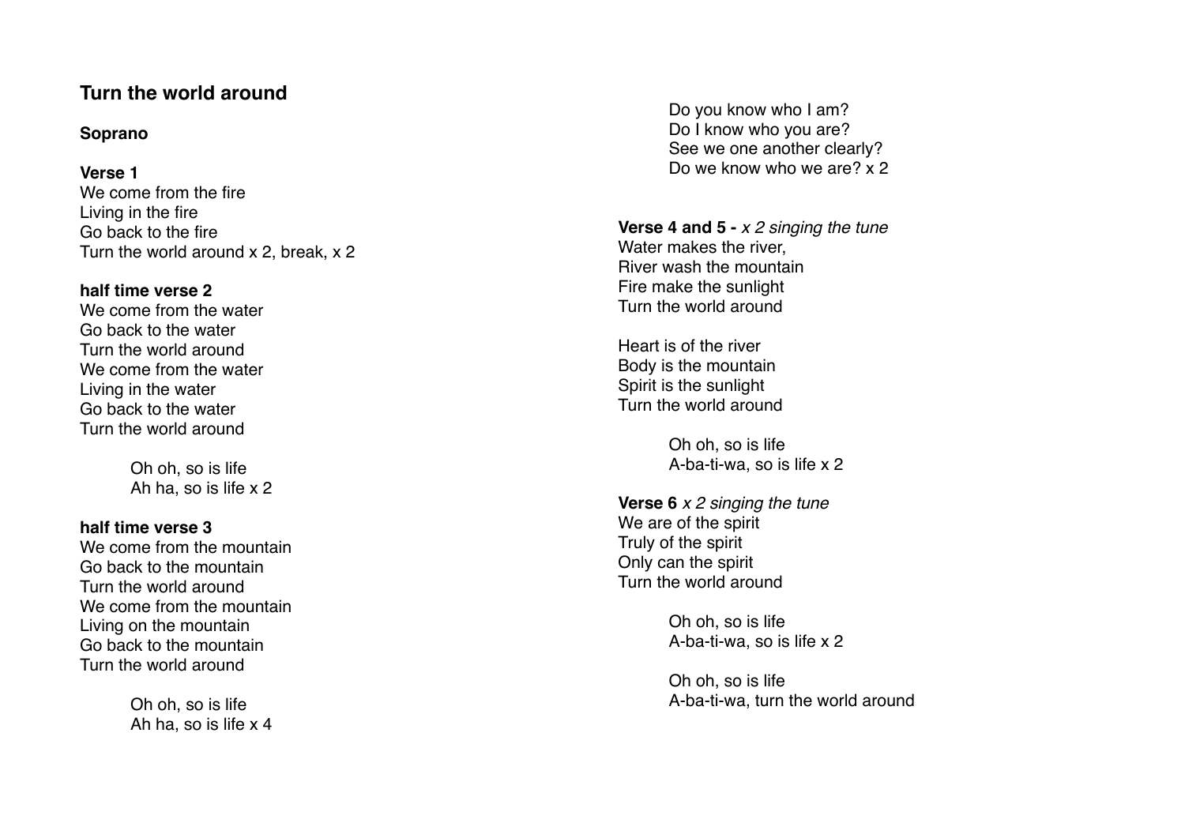# Turn the world around

## Soprano

**Verse 1**
We come from the fire
Living in the fire
Go back to the fire
Turn the world around x 2, break, x 2

**half time verse 2**
We come from the water
Go back to the water
Turn the world around
We come from the water
Living in the water
Go back to the water
Turn the world around

> Oh oh, so is life
> Ah ha, so is life x 2

**half time verse 3**
We come from the mountain
Go back to the mountain
Turn the world around
We come from the mountain
Living on the mountain
Go back to the mountain
Turn the world around

> Oh oh, so is life
> Ah ha, so is life x 4

> Do you know who I am?
> Do I know who you are?
> See we one another clearly?
> Do we know who we are? x 2

**Verse 4 and 5 -** *x 2 singing the tune*
Water makes the river,
River wash the mountain
Fire make the sunlight
Turn the world around

Heart is of the river
Body is the mountain
Spirit is the sunlight
Turn the world around

> Oh oh, so is life
> A-ba-ti-wa, so is life x 2

**Verse 6** *x 2 singing the tune*
We are of the spirit
Truly of the spirit
Only can the spirit
Turn the world around

> Oh oh, so is life
> A-ba-ti-wa, so is life x 2

> Oh oh, so is life
> A-ba-ti-wa, turn the world around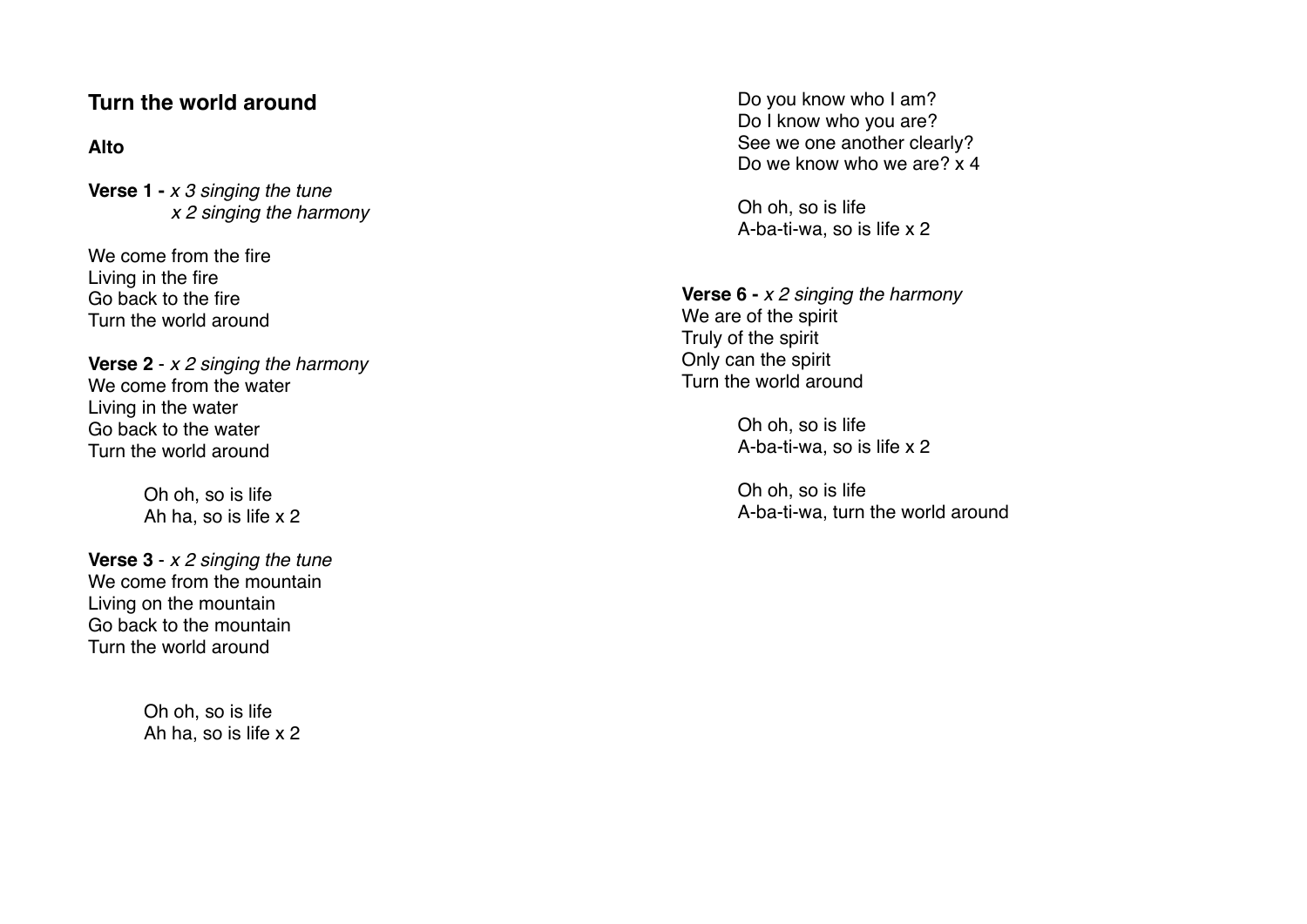## Turn the world around

### Alto

**Verse 1 -** *x 3 singing the tune*
*x 2 singing the harmony*

We come from the fire
Living in the fire
Go back to the fire
Turn the world around

**Verse 2** - *x 2 singing the harmony*
We come from the water
Living in the water
Go back to the water
Turn the world around

Oh oh, so is life
Ah ha, so is life x 2

**Verse 3** - *x 2 singing the tune*
We come from the mountain
Living on the mountain
Go back to the mountain
Turn the world around

Oh oh, so is life
Ah ha, so is life x 2

Do you know who I am?
Do I know who you are?
See we one another clearly?
Do we know who we are? x 4

Oh oh, so is life
A-ba-ti-wa, so is life x 2

**Verse 6 -** *x 2 singing the harmony*
We are of the spirit
Truly of the spirit
Only can the spirit
Turn the world around

Oh oh, so is life
A-ba-ti-wa, so is life x 2

Oh oh, so is life
A-ba-ti-wa, turn the world around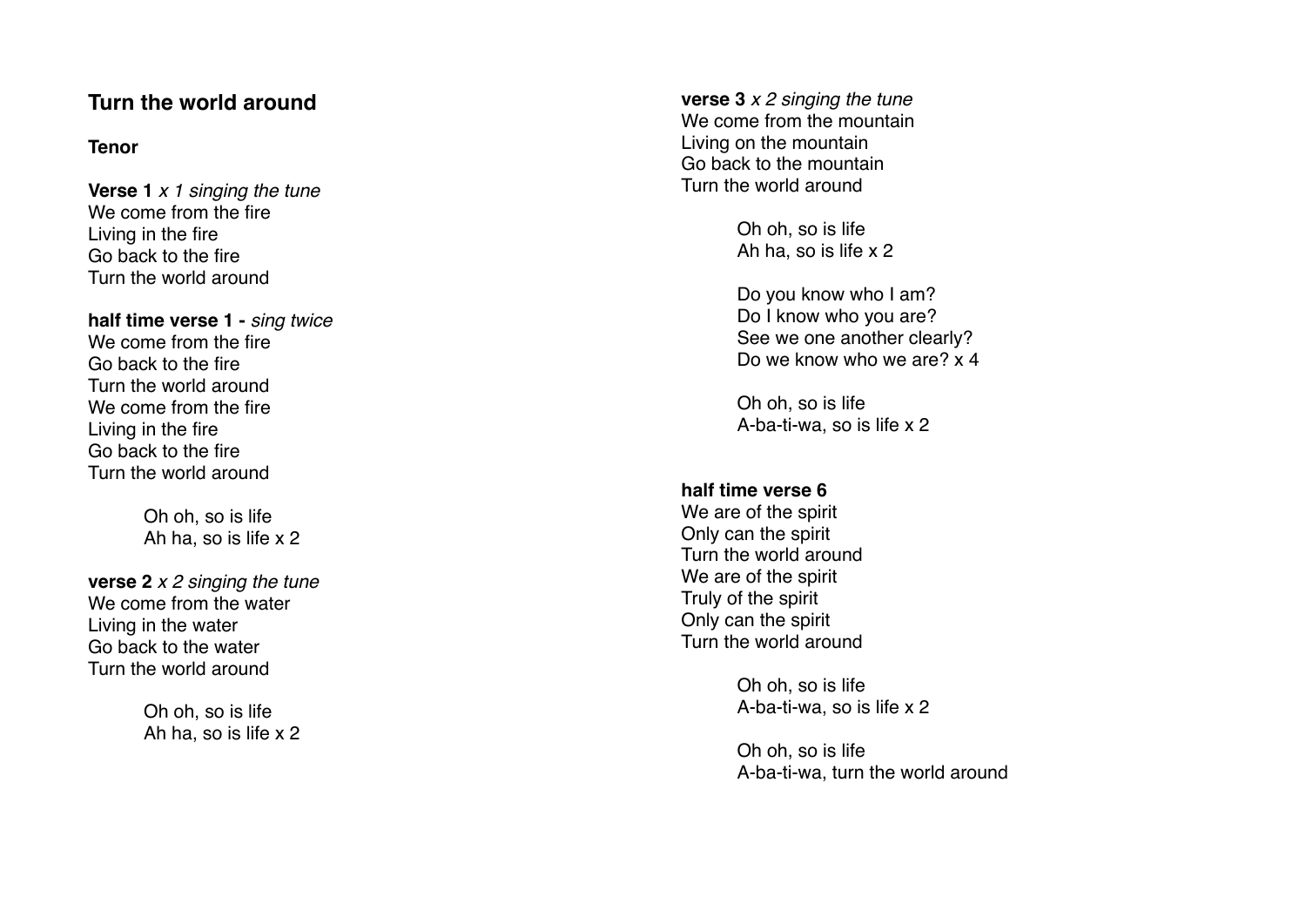## Turn the world around

### Tenor

**Verse 1** *x 1 singing the tune*
We come from the fire
Living in the fire
Go back to the fire
Turn the world around

**half time verse 1 -** *sing twice*
We come from the fire
Go back to the fire
Turn the world around
We come from the fire
Living in the fire
Go back to the fire
Turn the world around

> Oh oh, so is life
> Ah ha, so is life x 2

**verse 2** *x 2 singing the tune*
We come from the water
Living in the water
Go back to the water
Turn the world around

> Oh oh, so is life
> Ah ha, so is life x 2

**verse 3** *x 2 singing the tune*
We come from the mountain
Living on the mountain
Go back to the mountain
Turn the world around

> Oh oh, so is life
> Ah ha, so is life x 2
>
> Do you know who I am?
> Do I know who you are?
> See we one another clearly?
> Do we know who we are? x 4
>
> Oh oh, so is life
> A-ba-ti-wa, so is life x 2

**half time verse 6**
We are of the spirit
Only can the spirit
Turn the world around
We are of the spirit
Truly of the spirit
Only can the spirit
Turn the world around

> Oh oh, so is life
> A-ba-ti-wa, so is life x 2
>
> Oh oh, so is life
> A-ba-ti-wa, turn the world around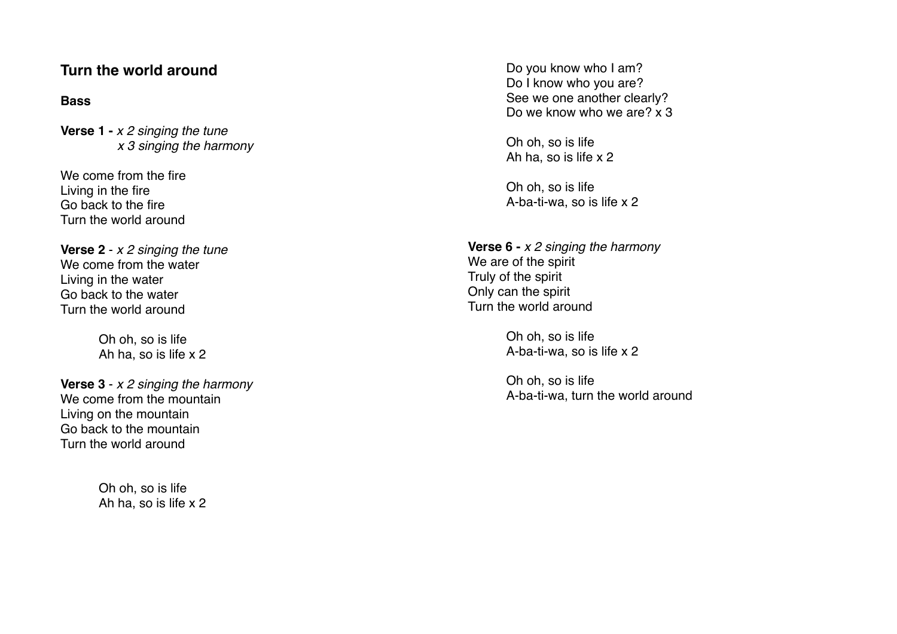## Turn the world around

### Bass

**Verse 1 -** *x 2 singing the tune*
*x 3 singing the harmony*

We come from the fire
Living in the fire
Go back to the fire
Turn the world around

**Verse 2** - *x 2 singing the tune*
We come from the water
Living in the water
Go back to the water
Turn the world around

> Oh oh, so is life
> Ah ha, so is life x 2

**Verse 3** - *x 2 singing the harmony*
We come from the mountain
Living on the mountain
Go back to the mountain
Turn the world around

> Oh oh, so is life
> Ah ha, so is life x 2

> Do you know who I am?
> Do I know who you are?
> See we one another clearly?
> Do we know who we are? x 3

> Oh oh, so is life
> Ah ha, so is life x 2

> Oh oh, so is life
> A-ba-ti-wa, so is life x 2

**Verse 6 -** *x 2 singing the harmony*
We are of the spirit
Truly of the spirit
Only can the spirit
Turn the world around

> Oh oh, so is life
> A-ba-ti-wa, so is life x 2

> Oh oh, so is life
> A-ba-ti-wa, turn the world around